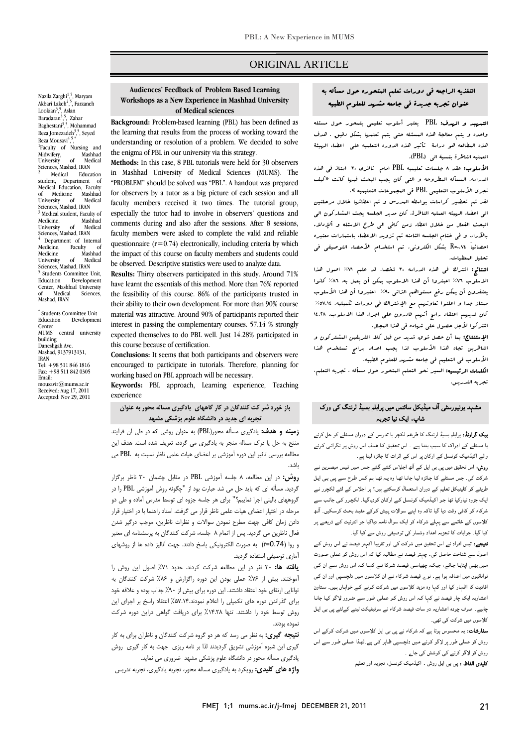ORIGINAL ARTICLE

# Audiences' Feedback of Problem Based Learning Workshops as a New Experience in Mashhad University of Medical sciences

Nazila Zarghi[1,5], Maryam Akbari Lakeh[2,5], Farzaneh Lookian[3,5], Aslan Baradaran[3,5], Zahar Baghestani[3,5], Mohammad Reza Jomezadeh[3,5], Seyed Reza Mousavi[4,5,*]

[1] Faculty of Nursing and Midwifery, Mashhad University of Medical Sciences, Mashad, IRAN
[2] Medical Education student, Department of Medical Education, Faculty of Medicine Mashhad University of Medical Sciences, Mashad, IRAN
[3] Medical student, Faculty of Medicine, Mashhad University of Medical Sciences, Mashad, IRAN
[4] Department of Internal Medicine, Faculty of Medicine Mashhad University of Medical Sciences, Mashad, IRAN
[5] Students Committee Unit, Education Development Center, Mashhad University of Medical Sciences, Mashad, IRAN

[*] Students Committee Unit Education Development Center
MUMS' central university building
Daneshgah Ave.
Mashad, 9137913131, IRAN
Tel: +98 511 846 1816
Fax: +98 511 842 0305
Email: mousavir@mums.ac.ir
Received: Aug 17, 2011
Accepted: Nov 29, 2011

**Background:** Problem-based learning (PBL) has been defined as the learning that results from the process of working toward the understanding or resolution of a problem. We decided to solve the enigma of PBL in our university via this strategy.

**Methods:** In this case, 8 PBL tutorials were held for 30 observers in Mashhad University of Medical Sciences (MUMS). The "PROBLEM" should be solved was "PBL". A handout was prepared for observers by a tutor as a big picture of each session and all faculty members received it two times. The tutorial group, especially the tutor had to involve in observers' questions and comments during and also after the sessions. After 8 sessions, faculty members were asked to complete the valid and reliable questionnaire (r=0.74) electronically, including criteria by which the impact of this course on faculty members and students could be observed. Descriptive statistics were used to analyze data.

**Results:** Thirty observers participated in this study. Around 71% have learnt the essentials of this method. More than 76% reported the feasibility of this course. 86% of the participants trusted in their ability to their own development. For more than 90% course material was attractive. Around 90% of participants reported their interest in passing the complementary courses. 57.14 % strongly expected themselves to do PBL well. Just 14.28% participated in this course because of certification.

**Conclusions:** It seems that both participants and observers were encouraged to participate in tutorials. Therefore, planning for working based on PBL approach will be necessary.

**Keywords:** PBL approach, Learning experience, Teaching experience

# التغذیه الراجعه فی دورات تعلم المتحوره حول مسأله به عنوان تجربه جدیدة فی جامعه مشهد للعلوم الطبیه

**التمهید و الهدف:** PBL یعتبر أسلوب تعلیمی یتمحور حول مسئله واحده و یتم معالجة هذه المسئله حتی یتم تعلمها بشکل دقیق . هدف هذه المطالعه هو دراسة تأثیر هذه الدوره التعلیمیه علی اعضاء الهیئة العلمیه الناظرة بنسبة الی (PBL).

**الأسلوب:** عقد ۸ جلسات تعلیمیه PBL امام ناظری ۳۰ استاذ فی هذه الدراسه. المسأله المطروحه و التی کان یجب البحث فیها کانت «کیف نجری الأسلوب التعلیمی PBL فی المجموعات التعلیمیه ».
لقد تم تحضیر کراسات بواسطه المدرس و تم اعطائها خلال مرحلتین الی اعضاء الهیئه العلمیه الناظرة. کان مدیر الجلسه یجب المشارکون الی البحث الفعال من خلال اعطاء زمن کافی الی طرح الاسئله و الإدلاء بالآراء. و فی ختام الجلسه الثامنه تم تزوید الاعضاء باستمارات معتبره احصائیاً R=۰.۷٤ بشکل الکترونی. تم استخدام الأحصاء التوصیفی فی تحلیل المعطیات.

**النتائج:** اشترک فی هذه الدراسه ۳۰ شخصا. قد علم ۷۱٪ اصول هذا الاسلوب ۷٦٪ اعتبروا أن هذا الاسلوب یمکن أن یعمل به. ۸٦٪ کانوا یعتقدون أن یمکن رفع مستواهم الذاتی ۹۰٪ اعتبروا أن هذا الأسلوب ممتاز جدا و اعلنوا تعاونهم مع الإشتراک فی دورات تکمیلیه. ۵۷،۱٤٪ کان لدیهم اعتقاد راسخ أنهم قادرون علی اجراء هذا الاسلوب. ۱٤.۲۸ اشترکوا لأجل حصول علی شهاده فی هذا المجال.

**الإستنتاج:** بما أن حصل شوق شدید من قبل کلا الفریقین المشترکون و الناظرین تجاه هذا الأسلوب لذا یجب اعداد برامج تستخدم هذا الأسلوب فی التعلیم فی جامعه مشهد للعلوم الطبیه.

**الکلمات الرئیسیه:** السیر نحو التعلم المتحور حول مسأله ، تجربه التعلم، تجربه التدریس.

# باز خورد شر کت کنندگان در کار گاههای یادگیری مساله محور به عنوان تجربه ای جدید در دانشگاه علوم پزشکی مشهد

**زمینه و هدف:** یادگیری مساله محور(PBL) به عنوان روشی که در طی آن فرآیند منتج به حل یا درک مساله منجر به یادگیری می گردد، تعریف شده است. هدف این مطالعه بررسی تاثیر این دوره آموزشی بر اعضای هیات علمی ناظر نسبت به PBL می باشد.

**روش:** در این مطالعه، ۸ جلسه آموزشی PBL در مقابل چشمان ۳۰ ناظر برگزار گردید. مسأله ای که باید حل می شد عبارت بود از "چگونه روش آموزشی PBL را در گروههای بالینی اجرا نماییم؟" برای هر جلسه جزوه ای توسط مدرس آماده و طی دو مرحله در اختیار اعضای هیات علمی ناظر قرار می گرفت. استاد راهنما با در اختیار قرار دادن زمان کافی جهت مطرح نمودن سوالات و نظرات ناظرین، موجب درگیر شدن فعال ناظرین می گردید. پس از اتمام ۸ جلسه، شرکت کنندگان به پرسشنامه ای معتبر و روا (r=0.74) به صورت الکترونیکی پاسخ دادند. جهت آنالیز داده ها از روشهای آماری توصیفی استفاده گردید.

**یافته ها:** ۳۰ نفر در این مطالعه شرکت کردند. حدود ۷۱٪ اصول این روش را آموختند. بیش از ۷۶٪ عملی بودن این دوره راگزارش و ۸۶٪ شرکت کنندگان به توانایی ارتقای خود اعتقاد داشتند. این دوره برای بیش از ۹۰٪ جذاب بوده و علاقه خود برای گذراندن دوره های تکمیلی را اعلام نمودند.۵۷.۱۴٪ اعتقاد راسخ بر اجرای این روش توسط خود را داشتند. تنها ۱۴.۲۸٪ برای دریافت گواهی دراین دوره شرکت نموده بودند.

**نتیجه گیری:** به نظر می رسد که هر دو گروه شرکت کنندگان و ناظران برای به کار گیری این شیوه آموزشی تشویق گردیدند لذا بر نامه ریزی جهت به کار گیری روش یادگیری مسأله محور در دانشگاه علوم پزشکی مشهد ضروری می نماید.

**واژه های کلیدی:** رویکرد به یادگیری مساله محور، تجربه یادگیری، تجربه تدریس

# مشہد یونیورسٹی آف میڈیکل سائنس میں پرابلم بیسڈ لرننگ کی ورک شاپ، ایک نیا تجربہ

**بیک گراونڈ:** پرابلم بیسڈ لرننگ کا طریقہ لکچر یا تدریس کے دوران مسئلے کو حل کرنے یا مسئلے کے ادراک کا سبب بنتا ہے ۔ اس تحقیق کا ہدف اس روش پر نگرانی کرنے والے اکیڈمیک کونسل کے ارکان پر اس کے اثرات کا جائزہ لینا ہے۔

**روش:** اس تحقیق میں پی بی ایل کے آٹھ اجلاس کئے گئے جس میں تیس مبصرین نے شرکت کی۔ جس مسئلے کا جائزہ لیا جانا تھا وہ یہ تھا ہم کس طرح سے پی بی ایل طریقے کو کلینیکل تعلیم کے دوران استعمال کرسکتے ہیں؟ ہر اجلاس کے لئے لکچرر نے ایک جزوہ تیارکیا تھا جو اکیڈمیک کونسل کے ارکان کودیاگيا۔ لکچرر کی جانب سے شرکاء کو کافی وقت دیا گيا تاکہ وہ اپنے سوالات پیش کرکے مفید بحث کرسکیں۔ آٹھ کلاسوں کے خاتمے سے پہلے شرکاء کو ایک سوال نامہ دیاگيا جو انٹرنیٹ کے ذریعے پر کیا گيا۔ جوابات کا تجزیہ اعداد وشمار کی توصیفی روش سے کیا گيا۔

**نتیجے:** تیس افراد نے اس تحقیق میں شرکت کی اور تقریبا اکہتر فیصد نے اس روش کے اصول سے شناخت حاصل کی۔ چہتر فیصد نے مطالبہ کیا کہ اس روش کو عملی صورت میں بھی اپنایا جائے، جبکہ چھیاسی فیصد شرکا نے کہا کہ اس روش سے ان کی توانائيوں میں اضافہ ہوا ہے۔ نوے فیصد شرکاء نے ان کلاسوں میں دلچسپی اور ان کی افادیت کا اظہار کیا اور کہا وہ مزید کلاسوں میں شرکت کرنے کے خواہاں ہیں۔ ستاون اعشاریہ ایک چار فیصد نے کہا کہ اس روش کو عملی طور سے ضرور لاگو کیا جانا چاہیے۔ صرف چودہ اعشاریہ دو سات فیصد شرکاء نے سرٹیفکیٹ لینے کےلئے پی بی ایل کلاسوں میں شرکت کی تھی۔

**سفارشات:** یہ محسوس ہوتا ہے کہ شرکاء نے پی بی ایل کلاسوں میں شرکت کرکے اس روش کو عملی طور پر لاگو کرنے میں دلچسپی ظاہر کی ہے۔لھذا عملی طور سے اس روش کو لاگو کرنے کی کوشش کی جائے ۔

**کلیدی الفاظ :** پی بی ایل روش ۔ اکیڈمیک کونسل، تجزیہ اور تعلیم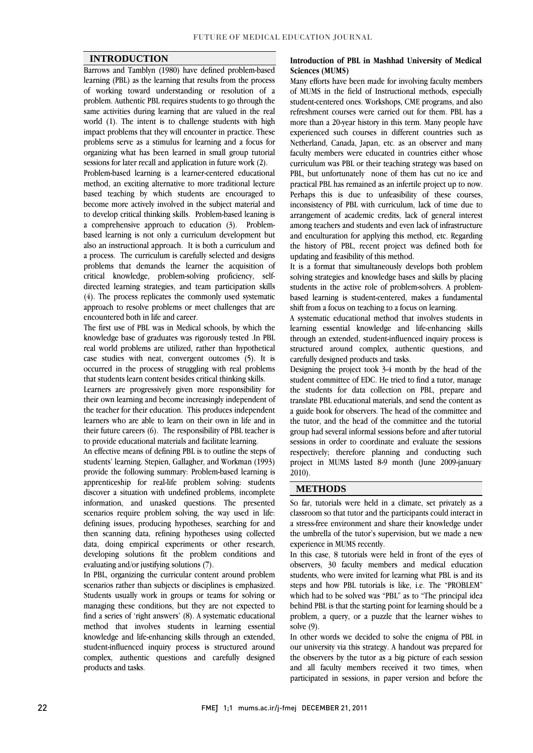## INTRODUCTION

Barrows and Tamblyn (1980) have defined problem-based learning (PBL) as the learning that results from the process of working toward understanding or resolution of a problem. Authentic PBL requires students to go through the same activities during learning that are valued in the real world (1). The intent is to challenge students with high impact problems that they will encounter in practice. These problems serve as a stimulus for learning and a focus for organizing what has been learned in small group tutorial sessions for later recall and application in future work (2).

Problem-based learning is a learner-centered educational method, an exciting alternative to more traditional lecture based teaching by which students are encouraged to become more actively involved in the subject material and to develop critical thinking skills. Problem-based leaning is a comprehensive approach to education (3). Problem-based learning is not only a curriculum development but also an instructional approach. It is both a curriculum and a process. The curriculum is carefully selected and designs problems that demands the learner the acquisition of critical knowledge, problem-solving proficiency, self-directed learning strategies, and team participation skills (4). The process replicates the commonly used systematic approach to resolve problems or meet challenges that are encountered both in life and career.

The first use of PBL was in Medical schools, by which the knowledge base of graduates was rigorously tested .In PBL real world problems are utilized, rather than hypothetical case studies with neat, convergent outcomes (5). It is occurred in the process of struggling with real problems that students learn content besides critical thinking skills.

Learners are progressively given more responsibility for their own learning and become increasingly independent of the teacher for their education. This produces independent learners who are able to learn on their own in life and in their future careers (6). The responsibility of PBL teacher is to provide educational materials and facilitate learning.

An effective means of defining PBL is to outline the steps of students' learning. Stepien, Gallagher, and Workman (1993) provide the following summary: Problem-based learning is apprenticeship for real-life problem solving: students discover a situation with undefined problems, incomplete information, and unasked questions. The presented scenarios require problem solving, the way used in life: defining issues, producing hypotheses, searching for and then scanning data, refining hypotheses using collected data, doing empirical experiments or other research, developing solutions fit the problem conditions and evaluating and/or justifying solutions (7).

In PBL, organizing the curricular content around problem scenarios rather than subjects or disciplines is emphasized. Students usually work in groups or teams for solving or managing these conditions, but they are not expected to find a series of 'right answers' (8). A systematic educational method that involves students in learning essential knowledge and life-enhancing skills through an extended, student-influenced inquiry process is structured around complex, authentic questions and carefully designed products and tasks.

### Introduction of PBL in Mashhad University of Medical Sciences (MUMS)

Many efforts have been made for involving faculty members of MUMS in the field of Instructional methods, especially student-centered ones. Workshops, CME programs, and also refreshment courses were carried out for them. PBL has a more than a 20-year history in this term. Many people have experienced such courses in different countries such as Netherland, Canada, Japan, etc. as an observer and many faculty members were educated in countries either whose curriculum was PBL or their teaching strategy was based on PBL, but unfortunately none of them has cut no ice and practical PBL has remained as an infertile project up to now. Perhaps this is due to unfeasibility of these courses, inconsistency of PBL with curriculum, lack of time due to arrangement of academic credits, lack of general interest among teachers and students and even lack of infrastructure and enculturation for applying this method, etc. Regarding the history of PBL, recent project was defined both for updating and feasibility of this method.

It is a format that simultaneously develops both problem solving strategies and knowledge bases and skills by placing students in the active role of problem-solvers. A problem-based learning is student-centered, makes a fundamental shift from a focus on teaching to a focus on learning.

A systematic educational method that involves students in learning essential knowledge and life-enhancing skills through an extended, student-influenced inquiry process is structured around complex, authentic questions, and carefully designed products and tasks.

Designing the project took 3-4 month by the head of the student committee of EDC. He tried to find a tutor, manage the students for data collection on PBL, prepare and translate PBL educational materials, and send the content as a guide book for observers. The head of the committee and the tutor, and the head of the committee and the tutorial group had several informal sessions before and after tutorial sessions in order to coordinate and evaluate the sessions respectively; therefore planning and conducting such project in MUMS lasted 8-9 month (June 2009-january 2010).

## METHODS

So far, tutorials were held in a climate, set privately as a classroom so that tutor and the participants could interact in a stress-free environment and share their knowledge under the umbrella of the tutor's supervision, but we made a new experience in MUMS recently.

In this case, 8 tutorials were held in front of the eyes of observers, 30 faculty members and medical education students, who were invited for learning what PBL is and its steps and how PBL tutorials is like, i.e. The "PROBLEM" which had to be solved was "PBL" as to "The principal idea behind PBL is that the starting point for learning should be a problem, a query, or a puzzle that the learner wishes to solve (9).

In other words we decided to solve the enigma of PBL in our university via this strategy. A handout was prepared for the observers by the tutor as a big picture of each session and all faculty members received it two times, when participated in sessions, in paper version and before the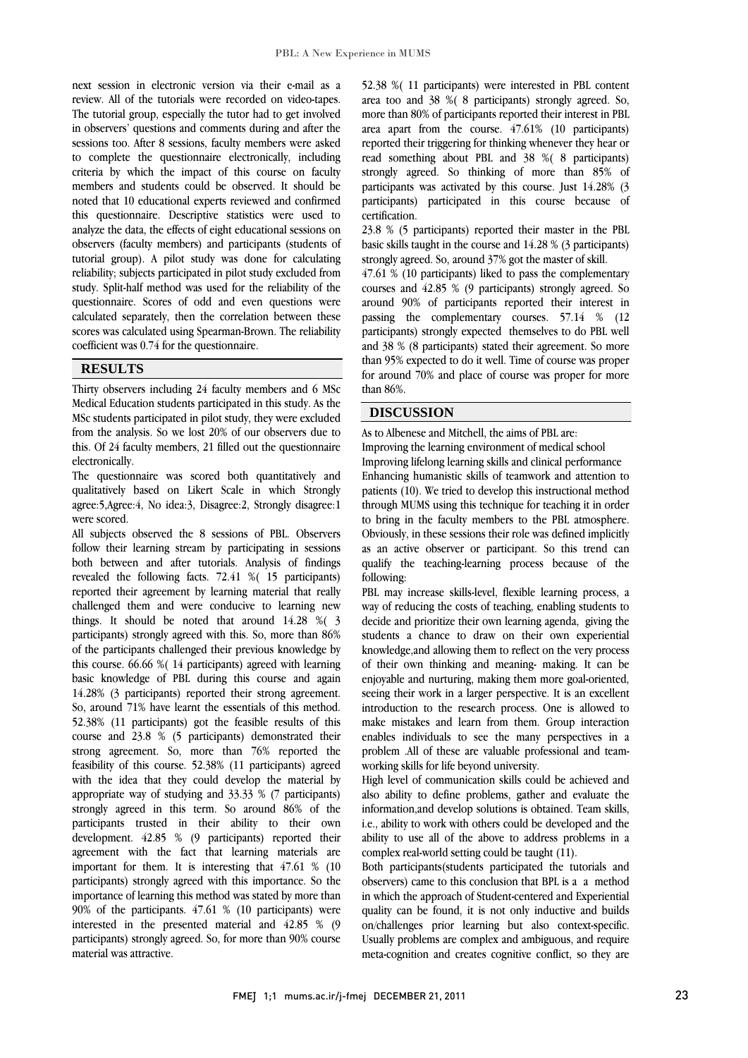next session in electronic version via their e-mail as a review. All of the tutorials were recorded on video-tapes. The tutorial group, especially the tutor had to get involved in observers' questions and comments during and after the sessions too. After 8 sessions, faculty members were asked to complete the questionnaire electronically, including criteria by which the impact of this course on faculty members and students could be observed. It should be noted that 10 educational experts reviewed and confirmed this questionnaire. Descriptive statistics were used to analyze the data, the effects of eight educational sessions on observers (faculty members) and participants (students of tutorial group). A pilot study was done for calculating reliability; subjects participated in pilot study excluded from study. Split-half method was used for the reliability of the questionnaire. Scores of odd and even questions were calculated separately, then the correlation between these scores was calculated using Spearman-Brown. The reliability coefficient was 0.74 for the questionnaire.

## RESULTS

Thirty observers including 24 faculty members and 6 MSc Medical Education students participated in this study. As the MSc students participated in pilot study, they were excluded from the analysis. So we lost 20% of our observers due to this. Of 24 faculty members, 21 filled out the questionnaire electronically.

The questionnaire was scored both quantitatively and qualitatively based on Likert Scale in which Strongly agree:5,Agree:4, No idea:3, Disagree:2, Strongly disagree:1 were scored.

All subjects observed the 8 sessions of PBL. Observers follow their learning stream by participating in sessions both between and after tutorials. Analysis of findings revealed the following facts. 72.41 %( 15 participants) reported their agreement by learning material that really challenged them and were conducive to learning new things. It should be noted that around 14.28 %( 3 participants) strongly agreed with this. So, more than 86% of the participants challenged their previous knowledge by this course. 66.66 %( 14 participants) agreed with learning basic knowledge of PBL during this course and again 14.28% (3 participants) reported their strong agreement. So, around 71% have learnt the essentials of this method. 52.38% (11 participants) got the feasible results of this course and 23.8 % (5 participants) demonstrated their strong agreement. So, more than 76% reported the feasibility of this course. 52.38% (11 participants) agreed with the idea that they could develop the material by appropriate way of studying and 33.33 % (7 participants) strongly agreed in this term. So around 86% of the participants trusted in their ability to their own development. 42.85 % (9 participants) reported their agreement with the fact that learning materials are important for them. It is interesting that 47.61 % (10 participants) strongly agreed with this importance. So the importance of learning this method was stated by more than 90% of the participants. 47.61 % (10 participants) were interested in the presented material and 42.85 % (9 participants) strongly agreed. So, for more than 90% course material was attractive.

52.38 %( 11 participants) were interested in PBL content area too and 38 %( 8 participants) strongly agreed. So, more than 80% of participants reported their interest in PBL area apart from the course. 47.61% (10 participants) reported their triggering for thinking whenever they hear or read something about PBL and 38 %( 8 participants) strongly agreed. So thinking of more than 85% of participants was activated by this course. Just 14.28% (3 participants) participated in this course because of certification.

23.8 % (5 participants) reported their master in the PBL basic skills taught in the course and 14.28 % (3 participants) strongly agreed. So, around 37% got the master of skill.

47.61 % (10 participants) liked to pass the complementary courses and 42.85 % (9 participants) strongly agreed. So around 90% of participants reported their interest in passing the complementary courses. 57.14 % (12 participants) strongly expected themselves to do PBL well and 38 % (8 participants) stated their agreement. So more than 95% expected to do it well. Time of course was proper for around 70% and place of course was proper for more than 86%.

## DISCUSSION

As to Albenese and Mitchell, the aims of PBL are:

Improving the learning environment of medical school

Improving lifelong learning skills and clinical performance

Enhancing humanistic skills of teamwork and attention to patients (10). We tried to develop this instructional method through MUMS using this technique for teaching it in order to bring in the faculty members to the PBL atmosphere. Obviously, in these sessions their role was defined implicitly as an active observer or participant. So this trend can qualify the teaching-learning process because of the following:

PBL may increase skills-level, flexible learning process, a way of reducing the costs of teaching, enabling students to decide and prioritize their own learning agenda, giving the students a chance to draw on their own experiential knowledge,and allowing them to reflect on the very process of their own thinking and meaning- making. It can be enjoyable and nurturing, making them more goal-oriented, seeing their work in a larger perspective. It is an excellent introduction to the research process. One is allowed to make mistakes and learn from them. Group interaction enables individuals to see the many perspectives in a problem .All of these are valuable professional and team-working skills for life beyond university.

High level of communication skills could be achieved and also ability to define problems, gather and evaluate the information,and develop solutions is obtained. Team skills, i.e., ability to work with others could be developed and the ability to use all of the above to address problems in a complex real-world setting could be taught (11).

Both participants(students participated the tutorials and observers) came to this conclusion that BPL is a a method in which the approach of Student-centered and Experiential quality can be found, it is not only inductive and builds on/challenges prior learning but also context-specific. Usually problems are complex and ambiguous, and require meta-cognition and creates cognitive conflict, so they are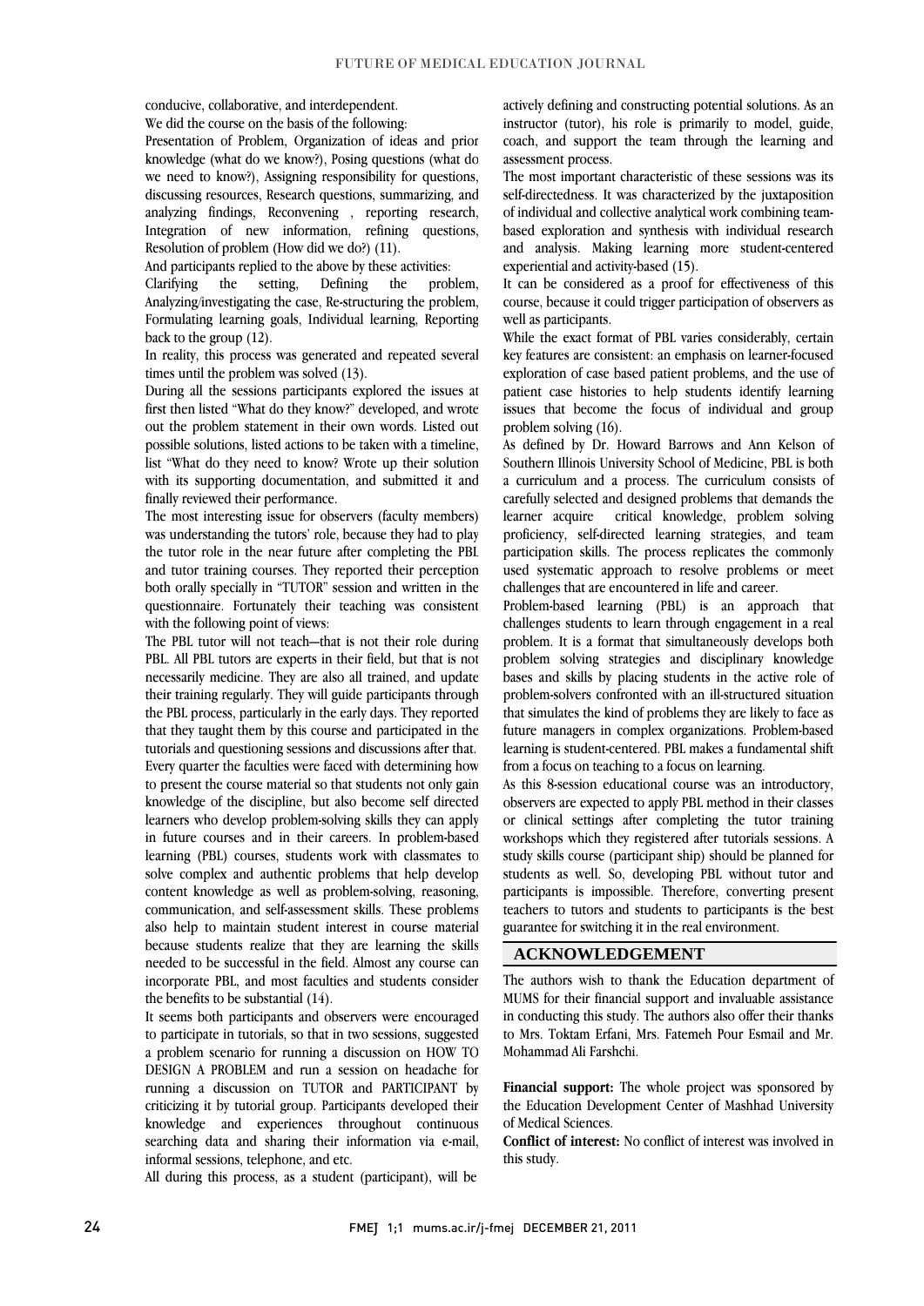conducive, collaborative, and interdependent.

We did the course on the basis of the following:

Presentation of Problem, Organization of ideas and prior knowledge (what do we know?), Posing questions (what do we need to know?), Assigning responsibility for questions, discussing resources, Research questions, summarizing, and analyzing findings, Reconvening , reporting research, Integration of new information, refining questions, Resolution of problem (How did we do?) (11).

And participants replied to the above by these activities:

Clarifying the setting, Defining the problem, Analyzing/investigating the case, Re-structuring the problem, Formulating learning goals, Individual learning, Reporting back to the group (12).

In reality, this process was generated and repeated several times until the problem was solved (13).

During all the sessions participants explored the issues at first then listed "What do they know?" developed, and wrote out the problem statement in their own words. Listed out possible solutions, listed actions to be taken with a timeline, list "What do they need to know? Wrote up their solution with its supporting documentation, and submitted it and finally reviewed their performance.

The most interesting issue for observers (faculty members) was understanding the tutors' role, because they had to play the tutor role in the near future after completing the PBL and tutor training courses. They reported their perception both orally specially in "TUTOR" session and written in the questionnaire. Fortunately their teaching was consistent with the following point of views:

The PBL tutor will not teach—that is not their role during PBL. All PBL tutors are experts in their field, but that is not necessarily medicine. They are also all trained, and update their training regularly. They will guide participants through the PBL process, particularly in the early days. They reported that they taught them by this course and participated in the tutorials and questioning sessions and discussions after that. Every quarter the faculties were faced with determining how to present the course material so that students not only gain knowledge of the discipline, but also become self directed learners who develop problem-solving skills they can apply in future courses and in their careers. In problem-based learning (PBL) courses, students work with classmates to solve complex and authentic problems that help develop content knowledge as well as problem-solving, reasoning, communication, and self-assessment skills. These problems also help to maintain student interest in course material because students realize that they are learning the skills needed to be successful in the field. Almost any course can incorporate PBL, and most faculties and students consider the benefits to be substantial (14).

It seems both participants and observers were encouraged to participate in tutorials, so that in two sessions, suggested a problem scenario for running a discussion on HOW TO DESIGN A PROBLEM and run a session on headache for running a discussion on TUTOR and PARTICIPANT by criticizing it by tutorial group. Participants developed their knowledge and experiences throughout continuous searching data and sharing their information via e-mail, informal sessions, telephone, and etc.

All during this process, as a student (participant), will be actively defining and constructing potential solutions. As an instructor (tutor), his role is primarily to model, guide, coach, and support the team through the learning and assessment process.

The most important characteristic of these sessions was its self-directedness. It was characterized by the juxtaposition of individual and collective analytical work combining team-based exploration and synthesis with individual research and analysis. Making learning more student-centered experiential and activity-based (15).

It can be considered as a proof for effectiveness of this course, because it could trigger participation of observers as well as participants.

While the exact format of PBL varies considerably, certain key features are consistent: an emphasis on learner-focused exploration of case based patient problems, and the use of patient case histories to help students identify learning issues that become the focus of individual and group problem solving (16).

As defined by Dr. Howard Barrows and Ann Kelson of Southern Illinois University School of Medicine, PBL is both a curriculum and a process. The curriculum consists of carefully selected and designed problems that demands the learner acquire critical knowledge, problem solving proficiency, self-directed learning strategies, and team participation skills. The process replicates the commonly used systematic approach to resolve problems or meet challenges that are encountered in life and career.

Problem-based learning (PBL) is an approach that challenges students to learn through engagement in a real problem. It is a format that simultaneously develops both problem solving strategies and disciplinary knowledge bases and skills by placing students in the active role of problem-solvers confronted with an ill-structured situation that simulates the kind of problems they are likely to face as future managers in complex organizations. Problem-based learning is student-centered. PBL makes a fundamental shift from a focus on teaching to a focus on learning.

As this 8-session educational course was an introductory, observers are expected to apply PBL method in their classes or clinical settings after completing the tutor training workshops which they registered after tutorials sessions. A study skills course (participant ship) should be planned for students as well. So, developing PBL without tutor and participants is impossible. Therefore, converting present teachers to tutors and students to participants is the best guarantee for switching it in the real environment.

## ACKNOWLEDGEMENT

The authors wish to thank the Education department of MUMS for their financial support and invaluable assistance in conducting this study. The authors also offer their thanks to Mrs. Toktam Erfani, Mrs. Fatemeh Pour Esmail and Mr. Mohammad Ali Farshchi.

**Financial support:** The whole project was sponsored by the Education Development Center of Mashhad University of Medical Sciences.

**Conflict of interest:** No conflict of interest was involved in this study.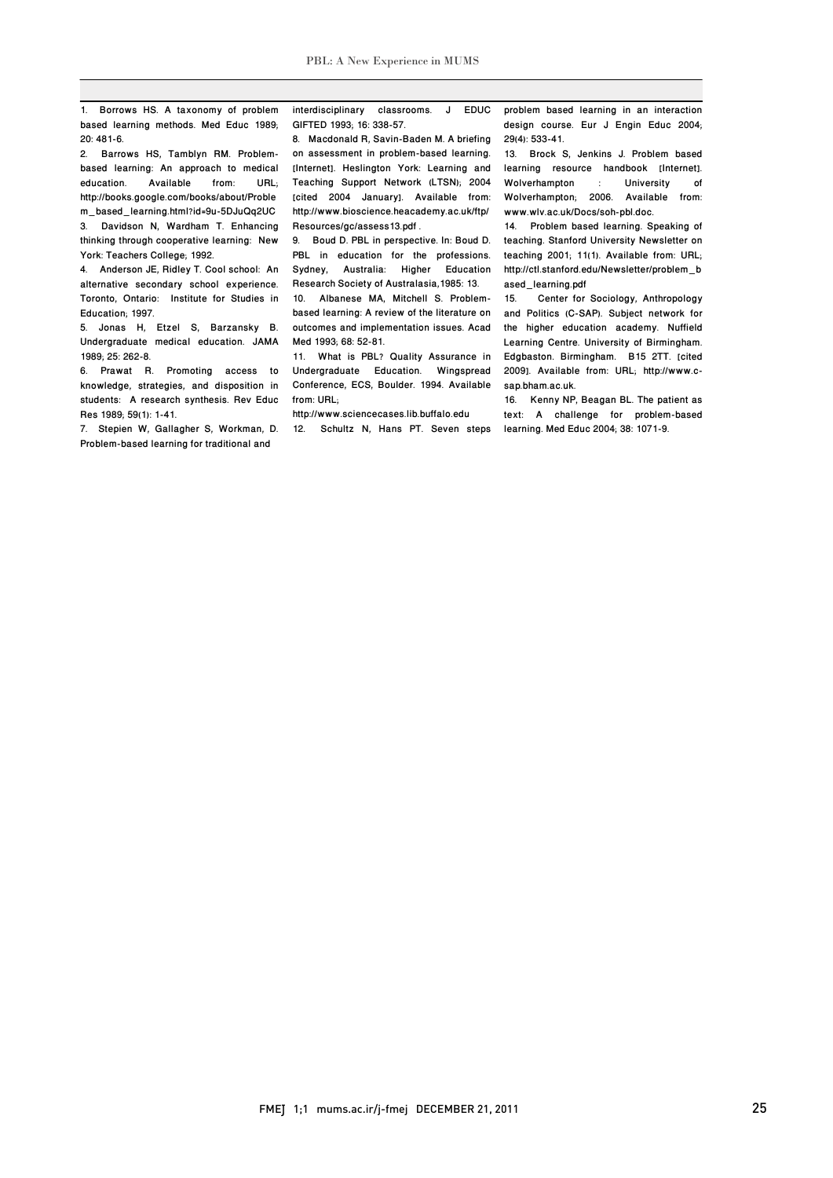1. Borrows HS. A taxonomy of problem based learning methods. Med Educ 1989; 20: 481-6.
2. Barrows HS, Tamblyn RM. Problem-based learning: An approach to medical education. Available from: URL; http://books.google.com/books/about/Problem_based_learning.html?id=9u-5DJuQq2UC
3. Davidson N, Wardham T. Enhancing thinking through cooperative learning: New York: Teachers College; 1992.
4. Anderson JE, Ridley T. Cool school: An alternative secondary school experience. Toronto, Ontario: Institute for Studies in Education; 1997.
5. Jonas H, Etzel S, Barzansky B. Undergraduate medical education. JAMA 1989; 25: 262-8.
6. Prawat R. Promoting access to knowledge, strategies, and disposition in students: A research synthesis. Rev Educ Res 1989; 59(1): 1-41.
7. Stepien W, Gallagher S, Workman, D. Problem-based learning for traditional and interdisciplinary classrooms. J EDUC GIFTED 1993; 16: 338-57.
8. Macdonald R, Savin-Baden M. A briefing on assessment in problem-based learning. [Internet]. Heslington York: Learning and Teaching Support Network (LTSN); 2004 [cited 2004 January]. Available from: http://www.bioscience.heacademy.ac.uk/ftp/Resources/gc/assess13.pdf .
9. Boud D. PBL in perspective. In: Boud D. PBL in education for the professions. Sydney, Australia: Higher Education Research Society of Australasia,1985: 13.
10. Albanese MA, Mitchell S. Problem-based learning: A review of the literature on outcomes and implementation issues. Acad Med 1993; 68: 52-81.
11. What is PBL? Quality Assurance in Undergraduate Education. Wingspread Conference, ECS, Boulder. 1994. Available from: URL; http://www.sciencecases.lib.buffalo.edu
12. Schultz N, Hans PT. Seven steps problem based learning in an interaction design course. Eur J Engin Educ 2004; 29(4): 533-41.
13. Brock S, Jenkins J. Problem based learning resource handbook [Internet]. Wolverhampton : University of Wolverhampton; 2006. Available from: www.wlv.ac.uk/Docs/soh-pbl.doc.
14. Problem based learning. Speaking of teaching. Stanford University Newsletter on teaching 2001; 11(1). Available from: URL; http://ctl.stanford.edu/Newsletter/problem_based_learning.pdf
15. Center for Sociology, Anthropology and Politics (C-SAP). Subject network for the higher education academy. Nuffield Learning Centre. University of Birmingham. Edgbaston. Birmingham. B15 2TT. [cited 2009]. Available from: URL; http://www.c-sap.bham.ac.uk.
16. Kenny NP, Beagan BL. The patient as text: A challenge for problem-based learning. Med Educ 2004; 38: 1071-9.